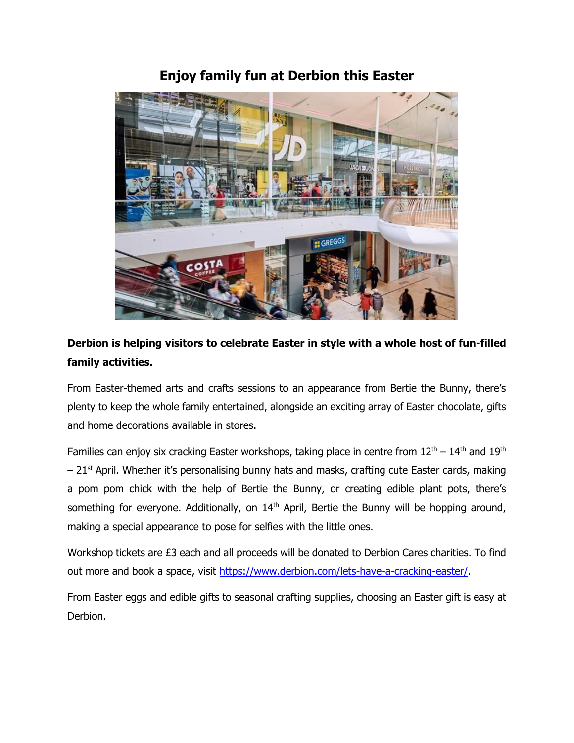# Enjoy family fun at Derbion this Easter

**Derbion is helping visitors to celebrate Easter in style with a whole host of fun-filled family activities.**

From Easter-themed arts and crafts sessions to an appearance from Bertie the Bunny, there's plenty to keep the whole family entertained, alongside an exciting array of Easter chocolate, gifts and home decorations available in stores.

Families can enjoy six cracking Easter workshops, taking place in centre from 12th – 14th and 19th – 21st April. Whether it's personalising bunny hats and masks, crafting cute Easter cards, making a pom pom chick with the help of Bertie the Bunny, or creating edible plant pots, there's something for everyone. Additionally, on 14th April, Bertie the Bunny will be hopping around, making a special appearance to pose for selfies with the little ones.

Workshop tickets are £3 each and all proceeds will be donated to Derbion Cares charities. To find out more and book a space, visit [https://www.derbion.com/lets-have-a-cracking-easter/](https://www.derbion.com/lets-have-a-cracking-easter/).

From Easter eggs and edible gifts to seasonal crafting supplies, choosing an Easter gift is easy at Derbion.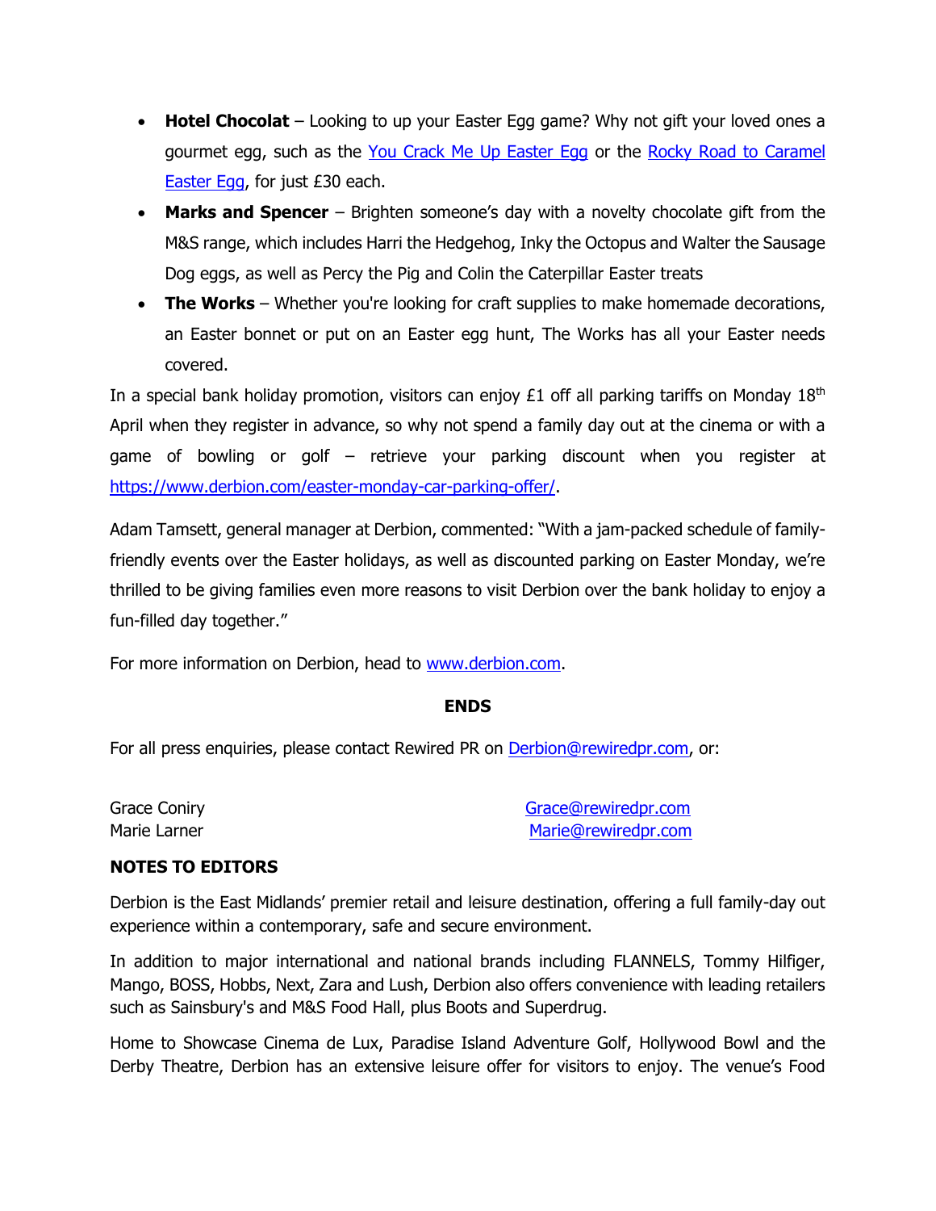- **Hotel Chocolat** – Looking to up your Easter Egg game? Why not gift your loved ones a gourmet egg, such as the [You Crack Me Up Easter Egg]() or the [Rocky Road to Caramel Easter Egg](), for just £30 each.
- **Marks and Spencer** – Brighten someone's day with a novelty chocolate gift from the M&S range, which includes Harri the Hedgehog, Inky the Octopus and Walter the Sausage Dog eggs, as well as Percy the Pig and Colin the Caterpillar Easter treats
- **The Works** – Whether you're looking for craft supplies to make homemade decorations, an Easter bonnet or put on an Easter egg hunt, The Works has all your Easter needs covered.

In a special bank holiday promotion, visitors can enjoy £1 off all parking tariffs on Monday 18th April when they register in advance, so why not spend a family day out at the cinema or with a game of bowling or golf – retrieve your parking discount when you register at https://www.derbion.com/easter-monday-car-parking-offer/.

Adam Tamsett, general manager at Derbion, commented: "With a jam-packed schedule of family-friendly events over the Easter holidays, as well as discounted parking on Easter Monday, we're thrilled to be giving families even more reasons to visit Derbion over the bank holiday to enjoy a fun-filled day together."

For more information on Derbion, head to www.derbion.com.

**ENDS**

For all press enquiries, please contact Rewired PR on Derbion@rewiredpr.com, or:

Grace Coniry — Grace@rewiredpr.com
Marie Larner — Marie@rewiredpr.com

**NOTES TO EDITORS**

Derbion is the East Midlands' premier retail and leisure destination, offering a full family-day out experience within a contemporary, safe and secure environment.

In addition to major international and national brands including FLANNELS, Tommy Hilfiger, Mango, BOSS, Hobbs, Next, Zara and Lush, Derbion also offers convenience with leading retailers such as Sainsbury's and M&S Food Hall, plus Boots and Superdrug.

Home to Showcase Cinema de Lux, Paradise Island Adventure Golf, Hollywood Bowl and the Derby Theatre, Derbion has an extensive leisure offer for visitors to enjoy. The venue's Food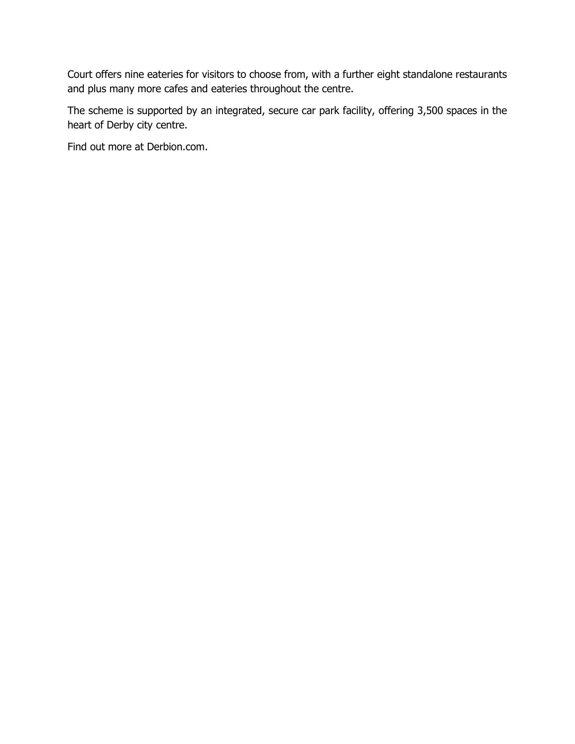Court offers nine eateries for visitors to choose from, with a further eight standalone restaurants and plus many more cafes and eateries throughout the centre.

The scheme is supported by an integrated, secure car park facility, offering 3,500 spaces in the heart of Derby city centre.

Find out more at Derbion.com.